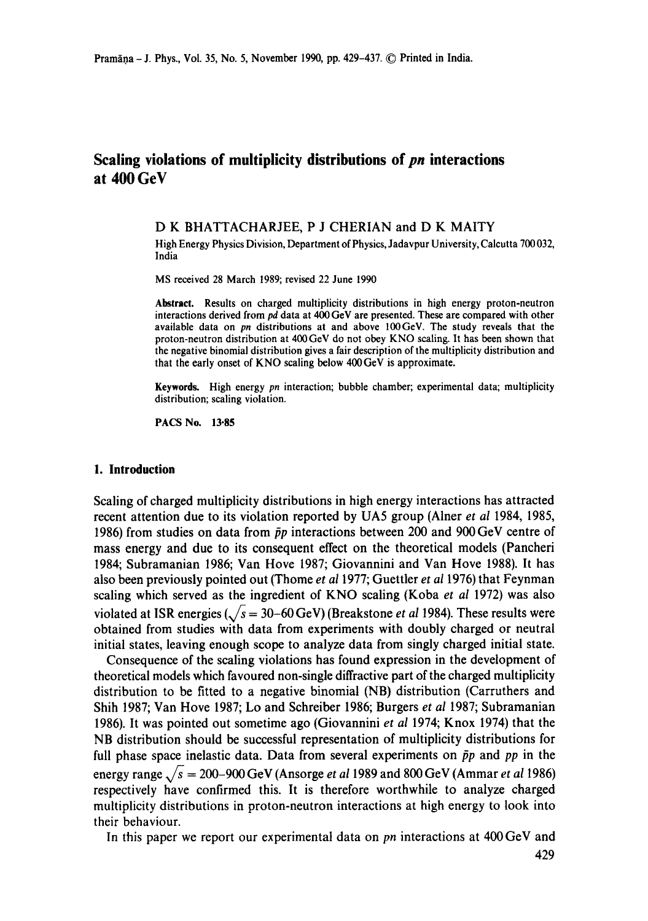# Scaling violations of multiplicity distributions of *pn* interactions at 400 GeV

D K BHATTACHARJEE, P J CHERIAN and D K MAITY

High Energy Physics Division, Department of Physics, Jadavpur University, Calcutta 700032, India

MS received 28 March 1989; revised 22 June 1990

**Abstract.** Results on charged multiplicity distributions in high energy proton-neutron interactions derived from *pd* data at 400 GeV are presented. These are compared with other available data on *pn* distributions at and above 100 GeV. The study reveals that the proton-neutron distribution at 400 GeV do not obey KNO scaling. It has been shown that the negative binomial distribution gives a fair description of the multiplicity distribution and that the early onset of KNO scaling below 400 GeV is approximate.

**Keywords.** High energy *pn* interaction; bubble chamber; experimental data; multiplicity distribution; scaling violation.

**PACS No.** 13·85

## 1. Introduction

Scaling of charged multiplicity distributions in high energy interactions has attracted recent attention due to its violation reported by UA5 group (Alner *et al* 1984, 1985, 1986) from studies on data from $\bar{p}p$ interactions between 200 and 900 GeV centre of mass energy and due to its consequent effect on the theoretical models (Pancheri 1984; Subramanian 1986; Van Hove 1987; Giovannini and Van Hove 1988). It has also been previously pointed out (Thome *et al* 1977; Guettler *et al* 1976) that Feynman scaling which served as the ingredient of KNO scaling (Koba *et al* 1972) was also violated at ISR energies ($\sqrt{s} = 30$–$60$ GeV) (Breakstone *et al* 1984). These results were obtained from studies with data from experiments with doubly charged or neutral initial states, leaving enough scope to analyze data from singly charged initial state.

Consequence of the scaling violations has found expression in the development of theoretical models which favoured non-single diffractive part of the charged multiplicity distribution to be fitted to a negative binomial (NB) distribution (Carruthers and Shih 1987; Van Hove 1987; Lo and Schreiber 1986; Burgers *et al* 1987; Subramanian 1986). It was pointed out sometime ago (Giovannini *et al* 1974; Knox 1974) that the NB distribution should be successful representation of multiplicity distributions for full phase space inelastic data. Data from several experiments on $\bar{p}p$ and $pp$ in the energy range $\sqrt{s} = 200$–$900$ GeV (Ansorge *et al* 1989 and 800 GeV (Ammar *et al* 1986) respectively have confirmed this. It is therefore worthwhile to analyze charged multiplicity distributions in proton-neutron interactions at high energy to look into their behaviour.

In this paper we report our experimental data on *pn* interactions at 400 GeV and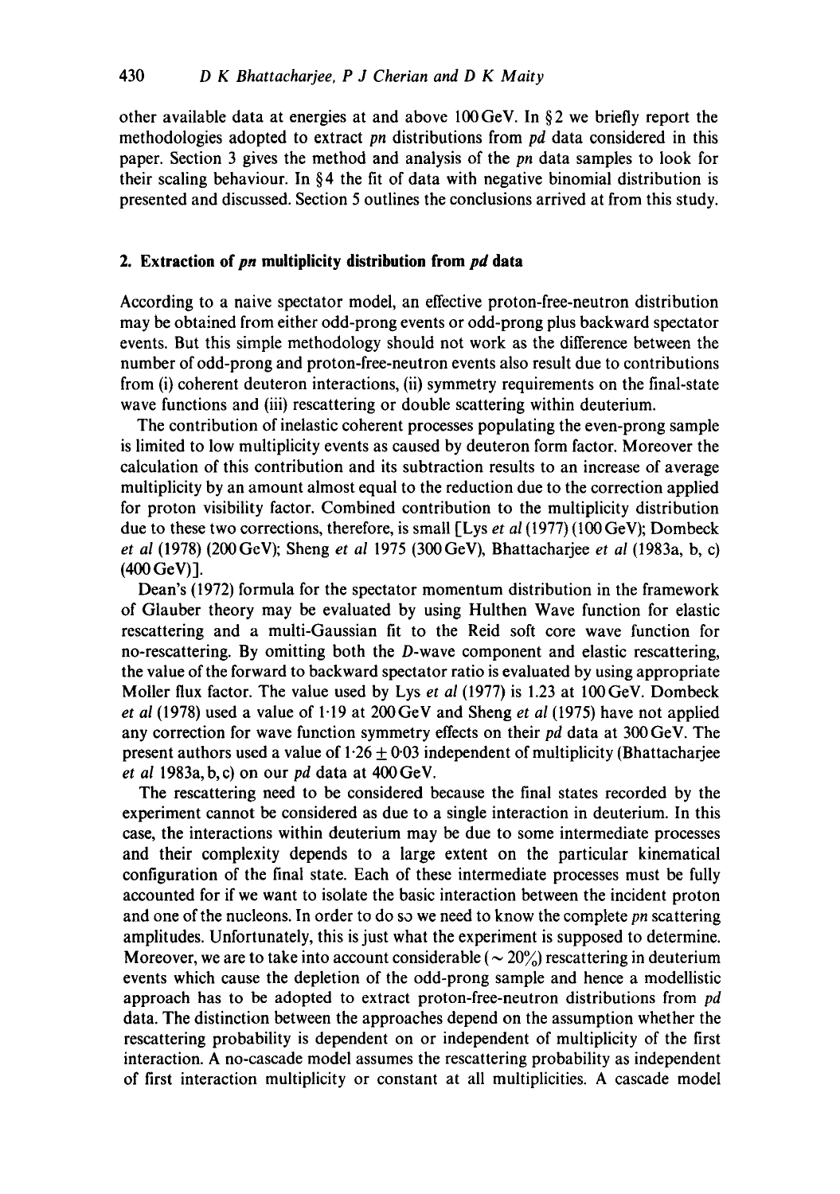other available data at energies at and above 100 GeV. In §2 we briefly report the methodologies adopted to extract *pn* distributions from *pd* data considered in this paper. Section 3 gives the method and analysis of the *pn* data samples to look for their scaling behaviour. In §4 the fit of data with negative binomial distribution is presented and discussed. Section 5 outlines the conclusions arrived at from this study.

## 2. Extraction of *pn* multiplicity distribution from *pd* data

According to a naive spectator model, an effective proton-free-neutron distribution may be obtained from either odd-prong events or odd-prong plus backward spectator events. But this simple methodology should not work as the difference between the number of odd-prong and proton-free-neutron events also result due to contributions from (i) coherent deuteron interactions, (ii) symmetry requirements on the final-state wave functions and (iii) rescattering or double scattering within deuterium.

The contribution of inelastic coherent processes populating the even-prong sample is limited to low multiplicity events as caused by deuteron form factor. Moreover the calculation of this contribution and its subtraction results to an increase of average multiplicity by an amount almost equal to the reduction due to the correction applied for proton visibility factor. Combined contribution to the multiplicity distribution due to these two corrections, therefore, is small [Lys *et al* (1977) (100 GeV); Dombeck *et al* (1978) (200 GeV); Sheng *et al* 1975 (300 GeV), Bhattacharjee *et al* (1983a, b, c) (400 GeV)].

Dean's (1972) formula for the spectator momentum distribution in the framework of Glauber theory may be evaluated by using Hulthen Wave function for elastic rescattering and a multi-Gaussian fit to the Reid soft core wave function for no-rescattering. By omitting both the *D*-wave component and elastic rescattering, the value of the forward to backward spectator ratio is evaluated by using appropriate Moller flux factor. The value used by Lys *et al* (1977) is 1.23 at 100 GeV. Dombeck *et al* (1978) used a value of 1·19 at 200 GeV and Sheng *et al* (1975) have not applied any correction for wave function symmetry effects on their *pd* data at 300 GeV. The present authors used a value of $1{\cdot}26 \pm 0{\cdot}03$ independent of multiplicity (Bhattacharjee *et al* 1983a, b, c) on our *pd* data at 400 GeV.

The rescattering need to be considered because the final states recorded by the experiment cannot be considered as due to a single interaction in deuterium. In this case, the interactions within deuterium may be due to some intermediate processes and their complexity depends to a large extent on the particular kinematical configuration of the final state. Each of these intermediate processes must be fully accounted for if we want to isolate the basic interaction between the incident proton and one of the nucleons. In order to do so we need to know the complete *pn* scattering amplitudes. Unfortunately, this is just what the experiment is supposed to determine. Moreover, we are to take into account considerable ($\sim 20\%$) rescattering in deuterium events which cause the depletion of the odd-prong sample and hence a modellistic approach has to be adopted to extract proton-free-neutron distributions from *pd* data. The distinction between the approaches depend on the assumption whether the rescattering probability is dependent on or independent of multiplicity of the first interaction. A no-cascade model assumes the rescattering probability as independent of first interaction multiplicity or constant at all multiplicities. A cascade model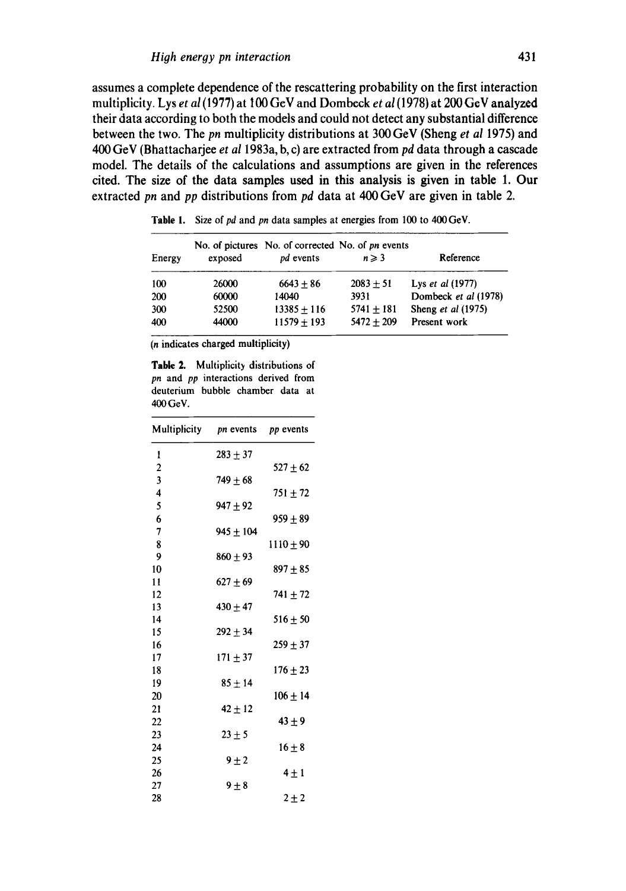assumes a complete dependence of the rescattering probability on the first interaction multiplicity. Lys *et al* (1977) at 100 GeV and Dombeck *et al* (1978) at 200 GeV analyzed their data according to both the models and could not detect any substantial difference between the two. The *pn* multiplicity distributions at 300 GeV (Sheng *et al* 1975) and 400 GeV (Bhattacharjee *et al* 1983a, b, c) are extracted from *pd* data through a cascade model. The details of the calculations and assumptions are given in the references cited. The size of the data samples used in this analysis is given in table 1. Our extracted *pn* and *pp* distributions from *pd* data at 400 GeV are given in table 2.

**Table 1.** Size of *pd* and *pn* data samples at energies from 100 to 400 GeV.

| Energy | No. of pictures exposed | No. of corrected *pd* events | No. of *pn* events $n \geqslant 3$ | Reference |
|---|---|---|---|---|
| 100 | 26000 | $6643 \pm 86$ | $2083 \pm 51$ | Lys *et al* (1977) |
| 200 | 60000 | 14040 | 3931 | Dombeck *et al* (1978) |
| 300 | 52500 | $13385 \pm 116$ | $5741 \pm 181$ | Sheng *et al* (1975) |
| 400 | 44000 | $11579 \pm 193$ | $5472 \pm 209$ | Present work |

(*n* indicates charged multiplicity)

**Table 2.** Multiplicity distributions of *pn* and *pp* interactions derived from deuterium bubble chamber data at 400 GeV.

| Multiplicity | *pn* events | *pp* events |
|---|---|---|
| 1 | $283 \pm 37$ | |
| 2 | | $527 \pm 62$ |
| 3 | $749 \pm 68$ | |
| 4 | | $751 \pm 72$ |
| 5 | $947 \pm 92$ | |
| 6 | | $959 \pm 89$ |
| 7 | $945 \pm 104$ | |
| 8 | | $1110 \pm 90$ |
| 9 | $860 \pm 93$ | |
| 10 | | $897 \pm 85$ |
| 11 | $627 \pm 69$ | |
| 12 | | $741 \pm 72$ |
| 13 | $430 \pm 47$ | |
| 14 | | $516 \pm 50$ |
| 15 | $292 \pm 34$ | |
| 16 | | $259 \pm 37$ |
| 17 | $171 \pm 37$ | |
| 18 | | $176 \pm 23$ |
| 19 | $85 \pm 14$ | |
| 20 | | $106 \pm 14$ |
| 21 | $42 \pm 12$ | |
| 22 | | $43 \pm 9$ |
| 23 | $23 \pm 5$ | |
| 24 | | $16 \pm 8$ |
| 25 | $9 \pm 2$ | |
| 26 | | $4 \pm 1$ |
| 27 | $9 \pm 8$ | |
| 28 | | $2 \pm 2$ |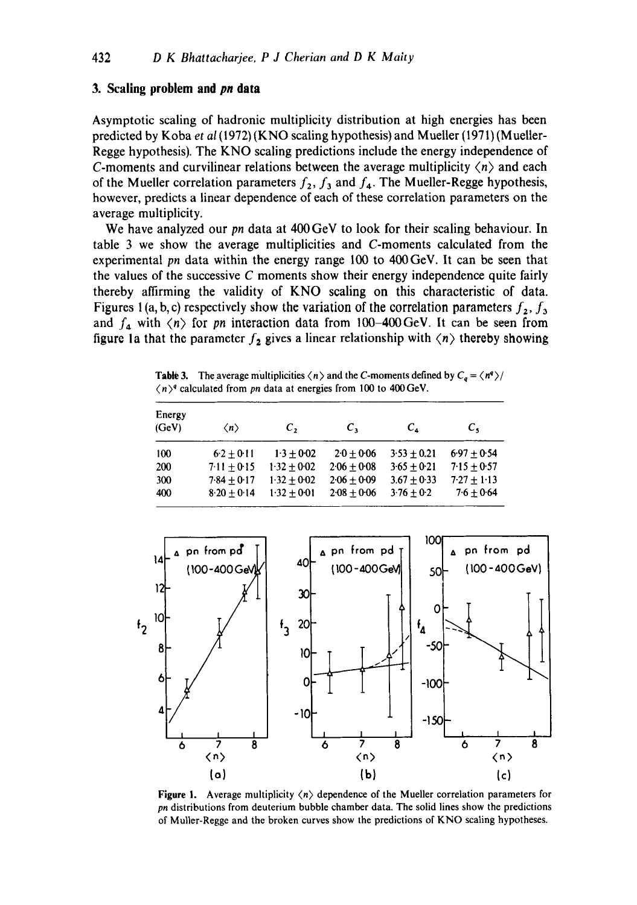## 3. Scaling problem and *pn* data

Asymptotic scaling of hadronic multiplicity distribution at high energies has been predicted by Koba *et al* (1972) (KNO scaling hypothesis) and Mueller (1971) (Mueller-Regge hypothesis). The KNO scaling predictions include the energy independence of $C$-moments and curvilinear relations between the average multiplicity $\langle n \rangle$ and each of the Mueller correlation parameters $f_2$, $f_3$ and $f_4$. The Mueller-Regge hypothesis, however, predicts a linear dependence of each of these correlation parameters on the average multiplicity.

We have analyzed our *pn* data at 400 GeV to look for their scaling behaviour. In table 3 we show the average multiplicities and $C$-moments calculated from the experimental *pn* data within the energy range 100 to 400 GeV. It can be seen that the values of the successive $C$ moments show their energy independence quite fairly thereby affirming the validity of KNO scaling on this characteristic of data. Figures 1(a, b, c) respectively show the variation of the correlation parameters $f_2$, $f_3$ and $f_4$ with $\langle n \rangle$ for *pn* interaction data from 100–400 GeV. It can be seen from figure 1a that the parameter $f_2$ gives a linear relationship with $\langle n \rangle$ thereby showing

**Table 3.** The average multiplicities $\langle n \rangle$ and the $C$-moments defined by $C_q = \langle n^q \rangle / \langle n \rangle^q$ calculated from *pn* data at energies from 100 to 400 GeV.

| Energy (GeV) | $\langle n \rangle$ | $C_2$ | $C_3$ | $C_4$ | $C_5$ |
|---|---|---|---|---|---|
| 100 | $6.2 \pm 0.11$ | $1.3 \pm 0.02$ | $2.0 \pm 0.06$ | $3.53 \pm 0.21$ | $6.97 \pm 0.54$ |
| 200 | $7.11 \pm 0.15$ | $1.32 \pm 0.02$ | $2.06 \pm 0.08$ | $3.65 \pm 0.21$ | $7.15 \pm 0.57$ |
| 300 | $7.84 \pm 0.17$ | $1.32 \pm 0.02$ | $2.06 \pm 0.09$ | $3.67 \pm 0.33$ | $7.27 \pm 1.13$ |
| 400 | $8.20 \pm 0.14$ | $1.32 \pm 0.01$ | $2.08 \pm 0.06$ | $3.76 \pm 0.2$ | $7.6 \pm 0.64$ |

**Figure 1.** Average multiplicity $\langle n \rangle$ dependence of the Mueller correlation parameters for *pn* distributions from deuterium bubble chamber data. The solid lines show the predictions of Muller-Regge and the broken curves show the predictions of KNO scaling hypotheses.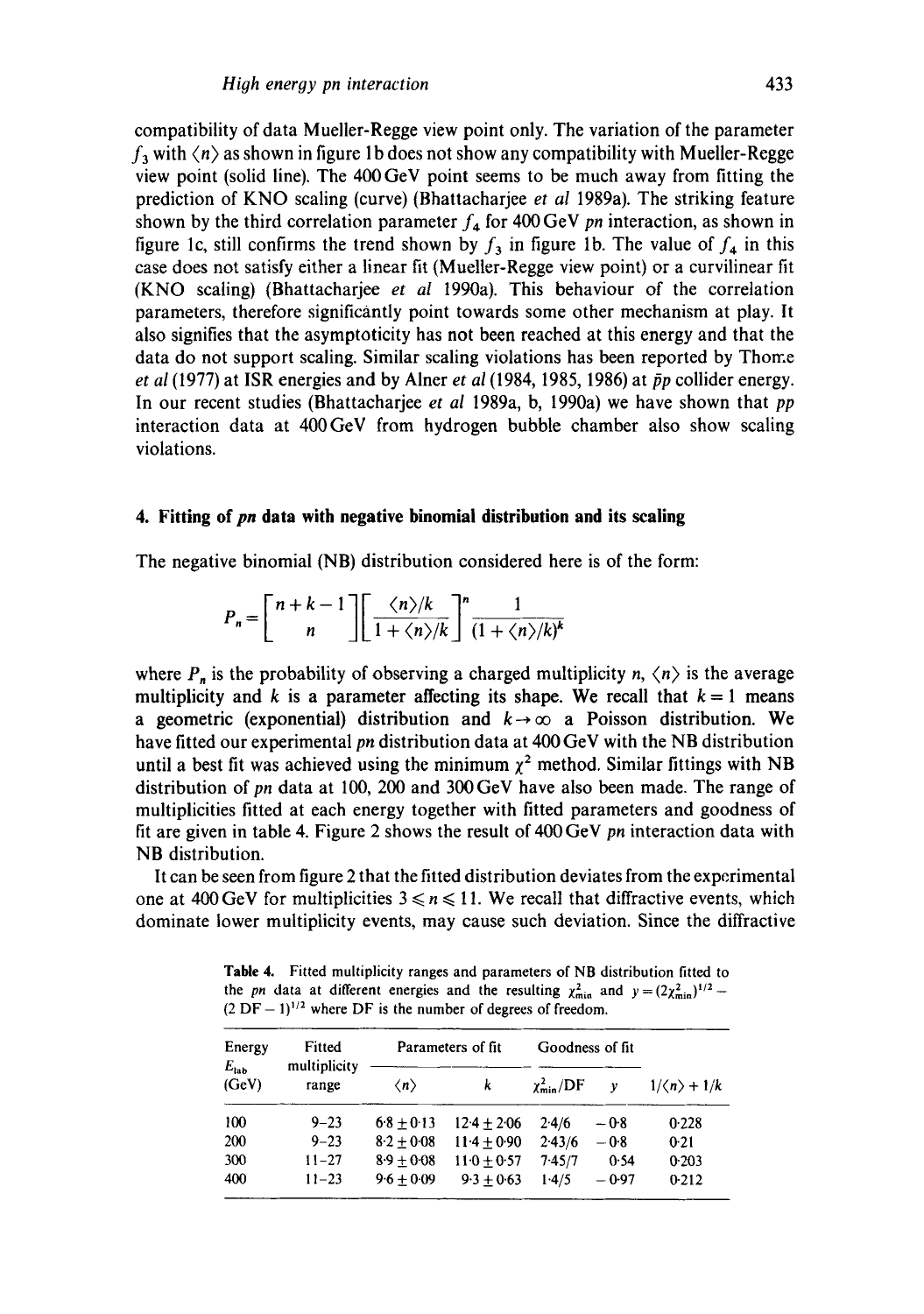compatibility of data Mueller-Regge view point only. The variation of the parameter $f_3$ with $\langle n \rangle$ as shown in figure 1b does not show any compatibility with Mueller-Regge view point (solid line). The 400 GeV point seems to be much away from fitting the prediction of KNO scaling (curve) (Bhattacharjee *et al* 1989a). The striking feature shown by the third correlation parameter $f_4$ for 400 GeV *pn* interaction, as shown in figure 1c, still confirms the trend shown by $f_3$ in figure 1b. The value of $f_4$ in this case does not satisfy either a linear fit (Mueller-Regge view point) or a curvilinear fit (KNO scaling) (Bhattacharjee *et al* 1990a). This behaviour of the correlation parameters, therefore significantly point towards some other mechanism at play. It also signifies that the asymptoticity has not been reached at this energy and that the data do not support scaling. Similar scaling violations has been reported by Thome *et al* (1977) at ISR energies and by Alner *et al* (1984, 1985, 1986) at $\bar{p}p$ collider energy. In our recent studies (Bhattacharjee *et al* 1989a, b, 1990a) we have shown that *pp* interaction data at 400 GeV from hydrogen bubble chamber also show scaling violations.

## 4. Fitting of *pn* data with negative binomial distribution and its scaling

The negative binomial (NB) distribution considered here is of the form:

$$P_n = \begin{bmatrix} n+k-1 \\ n \end{bmatrix} \left[ \frac{\langle n \rangle / k}{1 + \langle n \rangle / k} \right]^n \frac{1}{(1 + \langle n \rangle / k)^k}$$

where $P_n$ is the probability of observing a charged multiplicity $n$, $\langle n \rangle$ is the average multiplicity and $k$ is a parameter affecting its shape. We recall that $k = 1$ means a geometric (exponential) distribution and $k \to \infty$ a Poisson distribution. We have fitted our experimental *pn* distribution data at 400 GeV with the NB distribution until a best fit was achieved using the minimum $\chi^2$ method. Similar fittings with NB distribution of *pn* data at 100, 200 and 300 GeV have also been made. The range of multiplicities fitted at each energy together with fitted parameters and goodness of fit are given in table 4. Figure 2 shows the result of 400 GeV *pn* interaction data with NB distribution.

It can be seen from figure 2 that the fitted distribution deviates from the experimental one at 400 GeV for multiplicities $3 \leqslant n \leqslant 11$. We recall that diffractive events, which dominate lower multiplicity events, may cause such deviation. Since the diffractive

**Table 4.** Fitted multiplicity ranges and parameters of NB distribution fitted to the *pn* data at different energies and the resulting $\chi^2_{\min}$ and $y = (2\chi^2_{\min})^{1/2} - (2\,\mathrm{DF} - 1)^{1/2}$ where DF is the number of degrees of freedom.

| Energy $E_{\text{lab}}$ (GeV) | Fitted multiplicity range | Parameters of fit | | Goodness of fit | | |
|---|---|---|---|---|---|---|
| | | $\langle n \rangle$ | $k$ | $\chi^2_{\min}$/DF | $y$ | $1/\langle n \rangle + 1/k$ |
| 100 | 9–23 | $6.8 \pm 0.13$ | $12.4 \pm 2.06$ | 2.4/6 | −0.8 | 0.228 |
| 200 | 9–23 | $8.2 \pm 0.08$ | $11.4 \pm 0.90$ | 2.43/6 | −0.8 | 0.21 |
| 300 | 11–27 | $8.9 \pm 0.08$ | $11.0 \pm 0.57$ | 7.45/7 | 0.54 | 0.203 |
| 400 | 11–23 | $9.6 \pm 0.09$ | $9.3 \pm 0.63$ | 1.4/5 | −0.97 | 0.212 |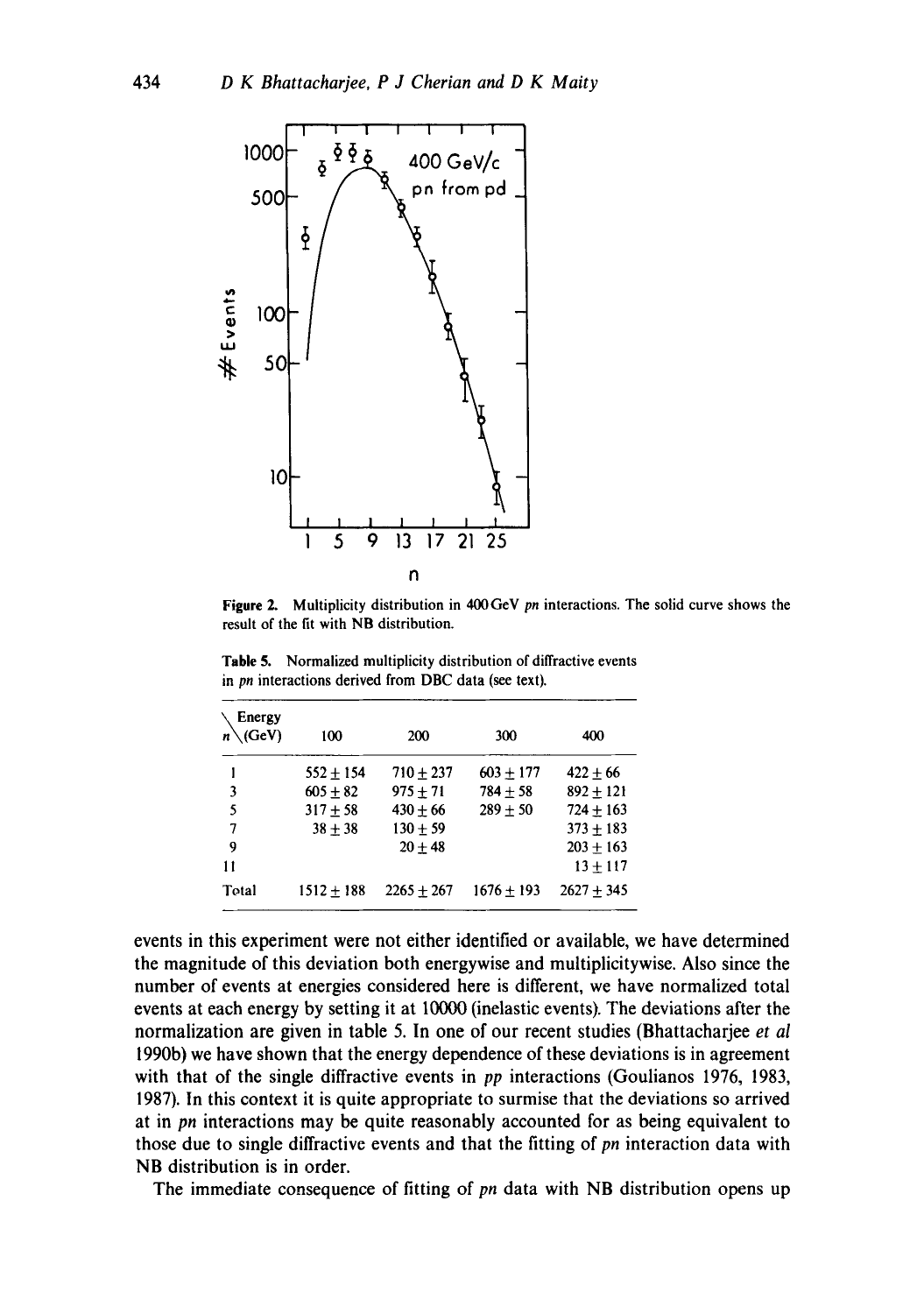Figure 2. Multiplicity distribution in 400 GeV *pn* interactions. The solid curve shows the result of the fit with NB distribution.

Table 5. Normalized multiplicity distribution of diffractive events in *pn* interactions derived from DBC data (see text).

| $n$ \ Energy (GeV) | 100 | 200 | 300 | 400 |
|---|---|---|---|---|
| 1 | $552 \pm 154$ | $710 \pm 237$ | $603 \pm 177$ | $422 \pm 66$ |
| 3 | $605 \pm 82$ | $975 \pm 71$ | $784 \pm 58$ | $892 \pm 121$ |
| 5 | $317 \pm 58$ | $430 \pm 66$ | $289 \pm 50$ | $724 \pm 163$ |
| 7 | $38 \pm 38$ | $130 \pm 59$ | | $373 \pm 183$ |
| 9 | | $20 \pm 48$ | | $203 \pm 163$ |
| 11 | | | | $13 \pm 117$ |
| Total | $1512 \pm 188$ | $2265 \pm 267$ | $1676 \pm 193$ | $2627 \pm 345$ |

events in this experiment were not either identified or available, we have determined the magnitude of this deviation both energywise and multiplicitywise. Also since the number of events at energies considered here is different, we have normalized total events at each energy by setting it at 10000 (inelastic events). The deviations after the normalization are given in table 5. In one of our recent studies (Bhattacharjee *et al* 1990b) we have shown that the energy dependence of these deviations is in agreement with that of the single diffractive events in *pp* interactions (Goulianos 1976, 1983, 1987). In this context it is quite appropriate to surmise that the deviations so arrived at in *pn* interactions may be quite reasonably accounted for as being equivalent to those due to single diffractive events and that the fitting of *pn* interaction data with NB distribution is in order.

The immediate consequence of fitting of *pn* data with NB distribution opens up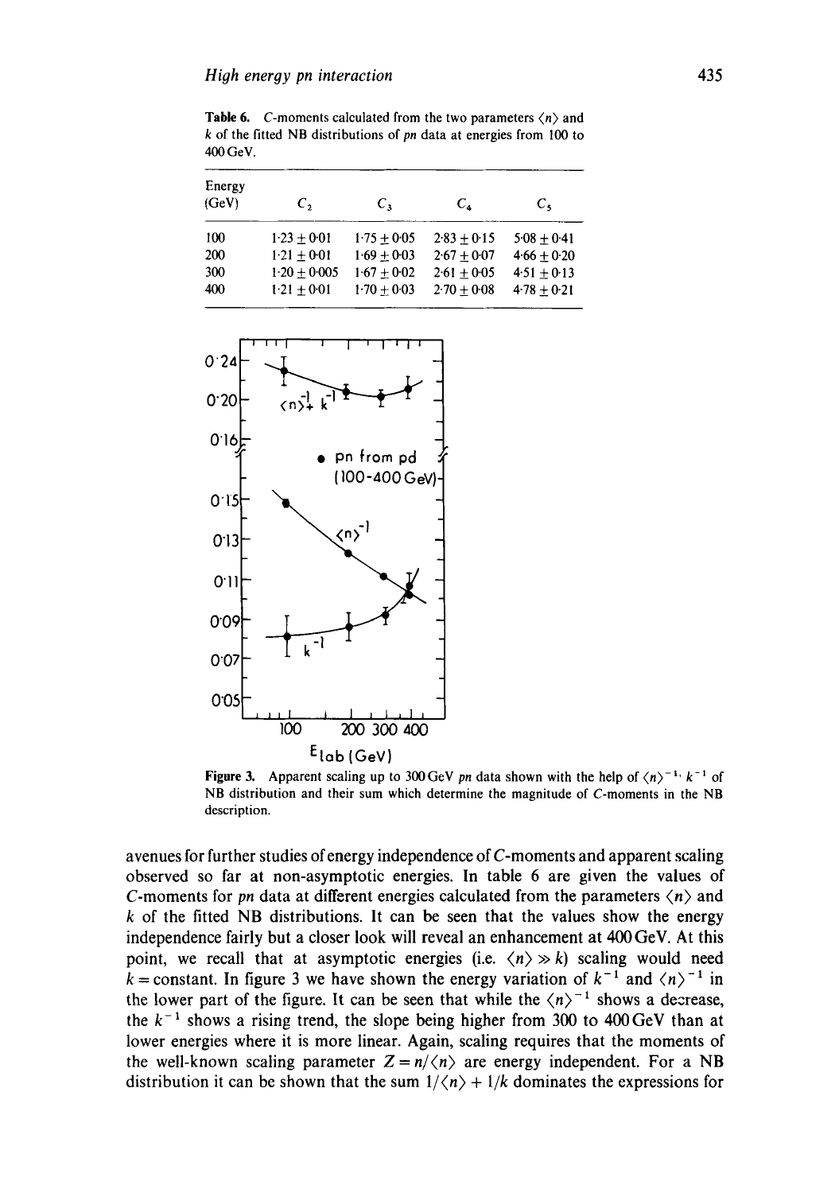**Table 6.** C-moments calculated from the two parameters $\langle n \rangle$ and $k$ of the fitted NB distributions of $pn$ data at energies from 100 to 400 GeV.

| Energy (GeV) | $C_2$ | $C_3$ | $C_4$ | $C_5$ |
|---|---|---|---|---|
| 100 | $1.23 \pm 0.01$ | $1.75 \pm 0.05$ | $2.83 \pm 0.15$ | $5.08 \pm 0.41$ |
| 200 | $1.21 \pm 0.01$ | $1.69 \pm 0.03$ | $2.67 \pm 0.07$ | $4.66 \pm 0.20$ |
| 300 | $1.20 \pm 0.005$ | $1.67 \pm 0.02$ | $2.61 \pm 0.05$ | $4.51 \pm 0.13$ |
| 400 | $1.21 \pm 0.01$ | $1.70 \pm 0.03$ | $2.70 \pm 0.08$ | $4.78 \pm 0.21$ |

**Figure 3.** Apparent scaling up to 300 GeV $pn$ data shown with the help of $\langle n \rangle^{-1}$, $k^{-1}$ of NB distribution and their sum which determine the magnitude of C-moments in the NB description.

avenues for further studies of energy independence of C-moments and apparent scaling observed so far at non-asymptotic energies. In table 6 are given the values of C-moments for $pn$ data at different energies calculated from the parameters $\langle n \rangle$ and $k$ of the fitted NB distributions. It can be seen that the values show the energy independence fairly but a closer look will reveal an enhancement at 400 GeV. At this point, we recall that at asymptotic energies (i.e. $\langle n \rangle \gg k$) scaling would need $k = \text{constant}$. In figure 3 we have shown the energy variation of $k^{-1}$ and $\langle n \rangle^{-1}$ in the lower part of the figure. It can be seen that while the $\langle n \rangle^{-1}$ shows a decrease, the $k^{-1}$ shows a rising trend, the slope being higher from 300 to 400 GeV than at lower energies where it is more linear. Again, scaling requires that the moments of the well-known scaling parameter $Z = n/\langle n \rangle$ are energy independent. For a NB distribution it can be shown that the sum $1/\langle n \rangle + 1/k$ dominates the expressions for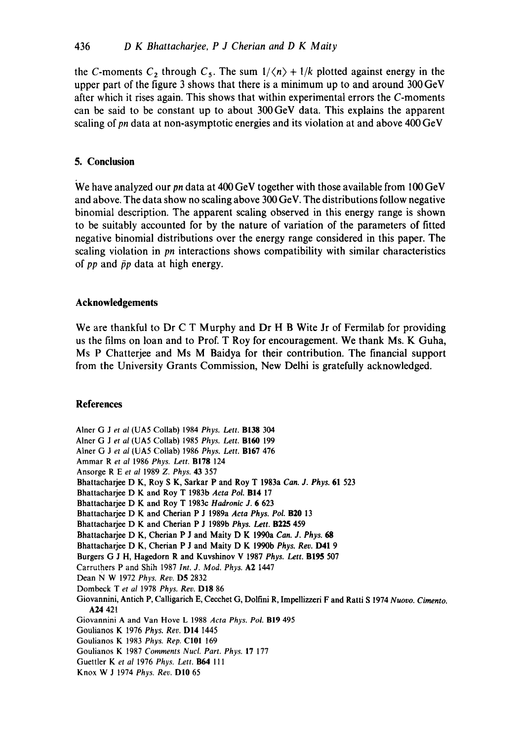the C-moments $C_2$ through $C_5$. The sum $1/\langle n \rangle + 1/k$ plotted against energy in the upper part of the figure 3 shows that there is a minimum up to and around 300 GeV after which it rises again. This shows that within experimental errors the C-moments can be said to be constant up to about 300 GeV data. This explains the apparent scaling of *pn* data at non-asymptotic energies and its violation at and above 400 GeV

## 5. Conclusion

We have analyzed our *pn* data at 400 GeV together with those available from 100 GeV and above. The data show no scaling above 300 GeV. The distributions follow negative binomial description. The apparent scaling observed in this energy range is shown to be suitably accounted for by the nature of variation of the parameters of fitted negative binomial distributions over the energy range considered in this paper. The scaling violation in *pn* interactions shows compatibility with similar characteristics of *pp* and $\bar{p}p$ data at high energy.

## Acknowledgements

We are thankful to Dr C T Murphy and Dr H B Wite Jr of Fermilab for providing us the films on loan and to Prof. T Roy for encouragement. We thank Ms. K Guha, Ms P Chatterjee and Ms M Baidya for their contribution. The financial support from the University Grants Commission, New Delhi is gratefully acknowledged.

## References

Alner G J *et al* (UA5 Collab) 1984 *Phys. Lett.* **B138** 304

Alner G J *et al* (UA5 Collab) 1985 *Phys. Lett.* **B160** 199

Alner G J *et al* (UA5 Collab) 1986 *Phys. Lett.* **B167** 476

Ammar R *et al* 1986 *Phys. Lett.* **B178** 124

Ansorge R E *et al* 1989 *Z. Phys.* **43** 357

Bhattacharjee D K, Roy S K, Sarkar P and Roy T 1983a *Can. J. Phys.* **61** 523

Bhattacharjee D K and Roy T 1983b *Acta Pol.* **B14** 17

Bhattacharjee D K and Roy T 1983c *Hadronic J.* **6** 623

Bhattacharjee D K and Cherian P J 1989a *Acta Phys. Pol.* **B20** 13

Bhattacharjee D K and Cherian P J 1989b *Phys. Lett.* **B225** 459

Bhattacharjee D K, Cherian P J and Maity D K 1990a *Can. J. Phys.* **68**

Bhattacharjee D K, Cherian P J and Maity D K 1990b *Phys. Rev.* **D41** 9

Burgers G J H, Hagedorn R and Kuvshinov V 1987 *Phys. Lett.* **B195** 507

Carruthers P and Shih 1987 *Int. J. Mod. Phys.* **A2** 1447

Dean N W 1972 *Phys. Rev.* **D5** 2832

Dombeck T *et al* 1978 *Phys. Rev.* **D18** 86

Giovannini, Antich P, Calligarich E, Cecchet G, Dolfini R, Impellizzeri F and Ratti S 1974 *Nuovo. Cimento.* **A24** 421

Giovannini A and Van Hove L 1988 *Acta Phys. Pol.* **B19** 495

Goulianos K 1976 *Phys. Rev.* **D14** 1445

Goulianos K 1983 *Phys. Rep.* **C101** 169

Goulianos K 1987 *Comments Nucl. Part. Phys.* **17** 177

Guettler K *et al* 1976 *Phys. Lett.* **B64** 111

Knox W J 1974 *Phys. Rev.* **D10** 65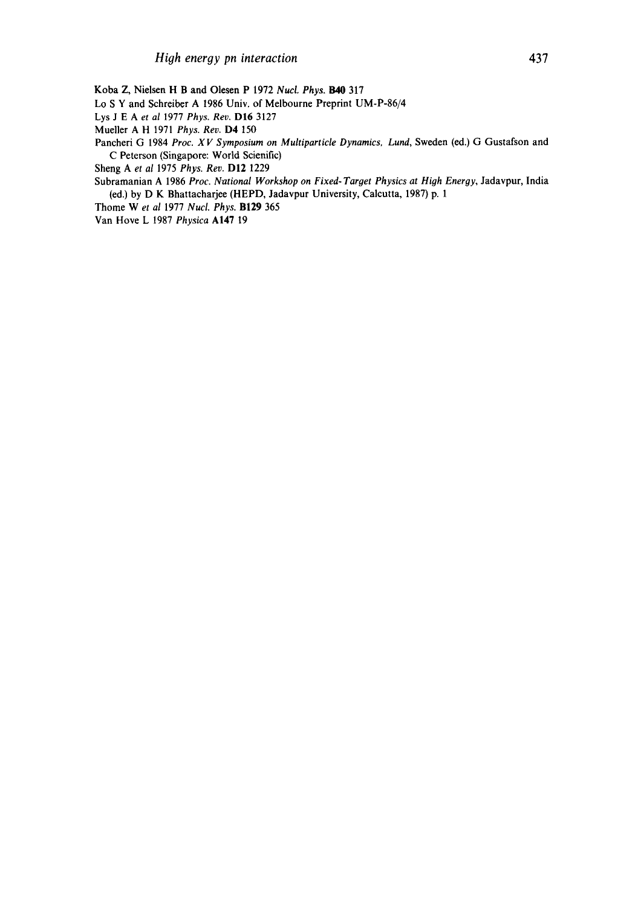Koba Z, Nielsen H B and Olesen P 1972 *Nucl. Phys.* **B40** 317

Lo S Y and Schreiber A 1986 Univ. of Melbourne Preprint UM-P-86/4

Lys J E A *et al* 1977 *Phys. Rev.* **D16** 3127

Mueller A H 1971 *Phys. Rev.* **D4** 150

Pancheri G 1984 *Proc. XV Symposium on Multiparticle Dynamics, Lund*, Sweden (ed.) G Gustafson and C Peterson (Singapore: World Scienific)

Sheng A *et al* 1975 *Phys. Rev.* **D12** 1229

Subramanian A 1986 *Proc. National Workshop on Fixed-Target Physics at High Energy*, Jadavpur, India (ed.) by D K Bhattacharjee (HEPD, Jadavpur University, Calcutta, 1987) p. 1

Thome W *et al* 1977 *Nucl. Phys.* **B129** 365

Van Hove L 1987 *Physica* **A147** 19